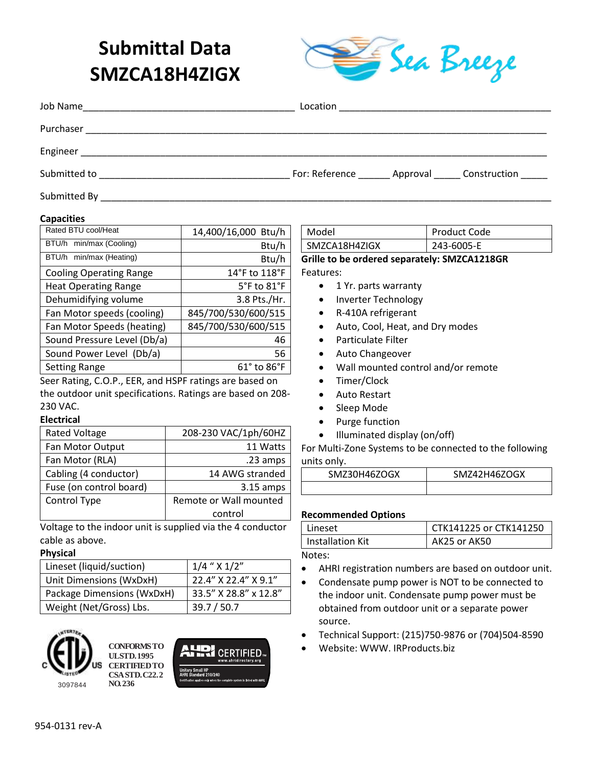# Submittal Data
# SMZCA18H4ZIGX

Sea Breeze

Job Name_______________________________________ Location _______________________________________

Purchaser ____________________________________________________________________________________

Engineer _____________________________________________________________________________________

Submitted to ___________________________________ For: Reference ______ Approval _____ Construction _____

Submitted By __________________________________________________________________________________

### Capacities

| | |
|---|---|
| Rated BTU cool/Heat | 14,400/16,000 Btu/h |
| BTU/h min/max (Cooling) | Btu/h |
| BTU/h min/max (Heating) | Btu/h |
| Cooling Operating Range | 14°F to 118°F |
| Heat Operating Range | 5°F to 81°F |
| Dehumidifying volume | 3.8 Pts./Hr. |
| Fan Motor speeds (cooling) | 845/700/530/600/515 |
| Fan Motor Speeds (heating) | 845/700/530/600/515 |
| Sound Pressure Level (Db/a) | 46 |
| Sound Power Level (Db/a) | 56 |
| Setting Range | 61° to 86°F |

Seer Rating, C.O.P., EER, and HSPF ratings are based on the outdoor unit specifications. Ratings are based on 208-230 VAC.

### Electrical

| | |
|---|---|
| Rated Voltage | 208-230 VAC/1ph/60HZ |
| Fan Motor Output | 11 Watts |
| Fan Motor (RLA) | .23 amps |
| Cabling (4 conductor) | 14 AWG stranded |
| Fuse (on control board) | 3.15 amps |
| Control Type | Remote or Wall mounted control |

Voltage to the indoor unit is supplied via the 4 conductor cable as above.

### Physical

| | |
|---|---|
| Lineset (liquid/suction) | 1/4 " X 1/2" |
| Unit Dimensions (WxDxH) | 22.4" X 22.4" X 9.1" |
| Package Dimensions (WxDxH) | 33.5" X 28.8" x 12.8" |
| Weight (Net/Gross) Lbs. | 39.7 / 50.7 |

ETL Listed 3097844 — CONFORMS TO UL STD. 1995 CERTIFIED TO CSA STD. C22.2 NO. 236

AHRI CERTIFIED www.ahridirectory.org — Unitary Small HP AHRI Standard 210/240

| Model | Product Code |
|---|---|
| SMZCA18H4ZIGX | 243-6005-E |

**Grille to be ordered separately: SMZCA1218GR**

Features:

- 1 Yr. parts warranty
- Inverter Technology
- R-410A refrigerant
- Auto, Cool, Heat, and Dry modes
- Particulate Filter
- Auto Changeover
- Wall mounted control and/or remote
- Timer/Clock
- Auto Restart
- Sleep Mode
- Purge function
- Illuminated display (on/off)

For Multi-Zone Systems to be connected to the following units only.

| SMZ30H46ZOGX | SMZ42H46ZOGX |
|---|---|
| | |

### Recommended Options

| | |
|---|---|
| Lineset | CTK141225 or CTK141250 |
| Installation Kit | AK25 or AK50 |

Notes:

- AHRI registration numbers are based on outdoor unit.
- Condensate pump power is NOT to be connected to the indoor unit. Condensate pump power must be obtained from outdoor unit or a separate power source.
- Technical Support: (215)750-9876 or (704)504-8590
- Website: WWW. IRProducts.biz

954-0131 rev-A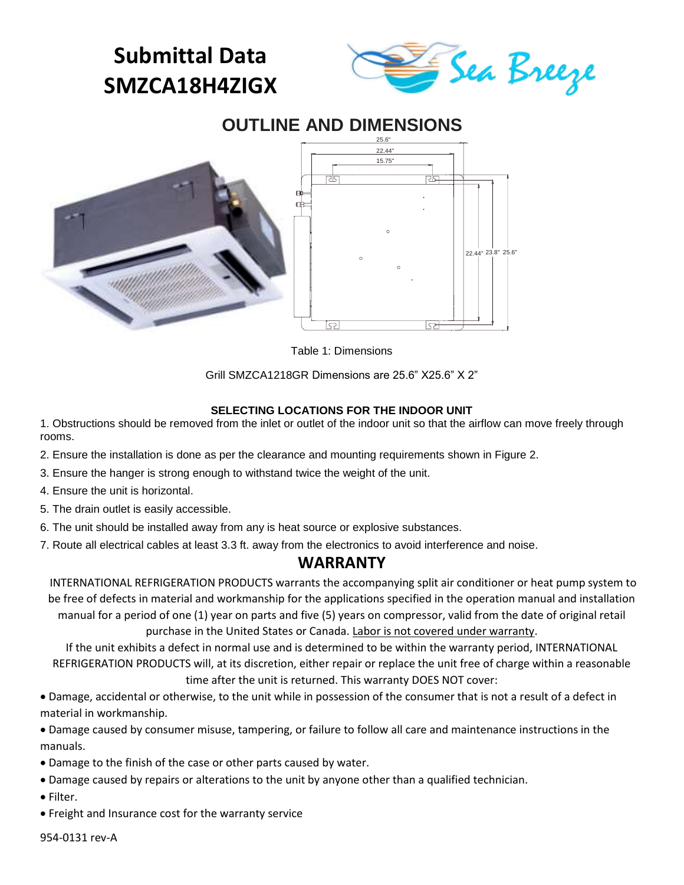# Submittal Data SMZCA18H4ZIGX

## OUTLINE AND DIMENSIONS

25.6"
22.44"
15.75"
22.44" 23.8" 25.6"

Table 1: Dimensions

Grill SMZCA1218GR Dimensions are 25.6" X25.6" X 2"

### SELECTING LOCATIONS FOR THE INDOOR UNIT

1. Obstructions should be removed from the inlet or outlet of the indoor unit so that the airflow can move freely through rooms.
2. Ensure the installation is done as per the clearance and mounting requirements shown in Figure 2.
3. Ensure the hanger is strong enough to withstand twice the weight of the unit.
4. Ensure the unit is horizontal.
5. The drain outlet is easily accessible.
6. The unit should be installed away from any is heat source or explosive substances.
7. Route all electrical cables at least 3.3 ft. away from the electronics to avoid interference and noise.

## WARRANTY

INTERNATIONAL REFRIGERATION PRODUCTS warrants the accompanying split air conditioner or heat pump system to be free of defects in material and workmanship for the applications specified in the operation manual and installation manual for a period of one (1) year on parts and five (5) years on compressor, valid from the date of original retail purchase in the United States or Canada. Labor is not covered under warranty.

If the unit exhibits a defect in normal use and is determined to be within the warranty period, INTERNATIONAL REFRIGERATION PRODUCTS will, at its discretion, either repair or replace the unit free of charge within a reasonable time after the unit is returned. This warranty DOES NOT cover:

- Damage, accidental or otherwise, to the unit while in possession of the consumer that is not a result of a defect in material in workmanship.
- Damage caused by consumer misuse, tampering, or failure to follow all care and maintenance instructions in the manuals.
- Damage to the finish of the case or other parts caused by water.
- Damage caused by repairs or alterations to the unit by anyone other than a qualified technician.
- Filter.
- Freight and Insurance cost for the warranty service

954-0131 rev-A